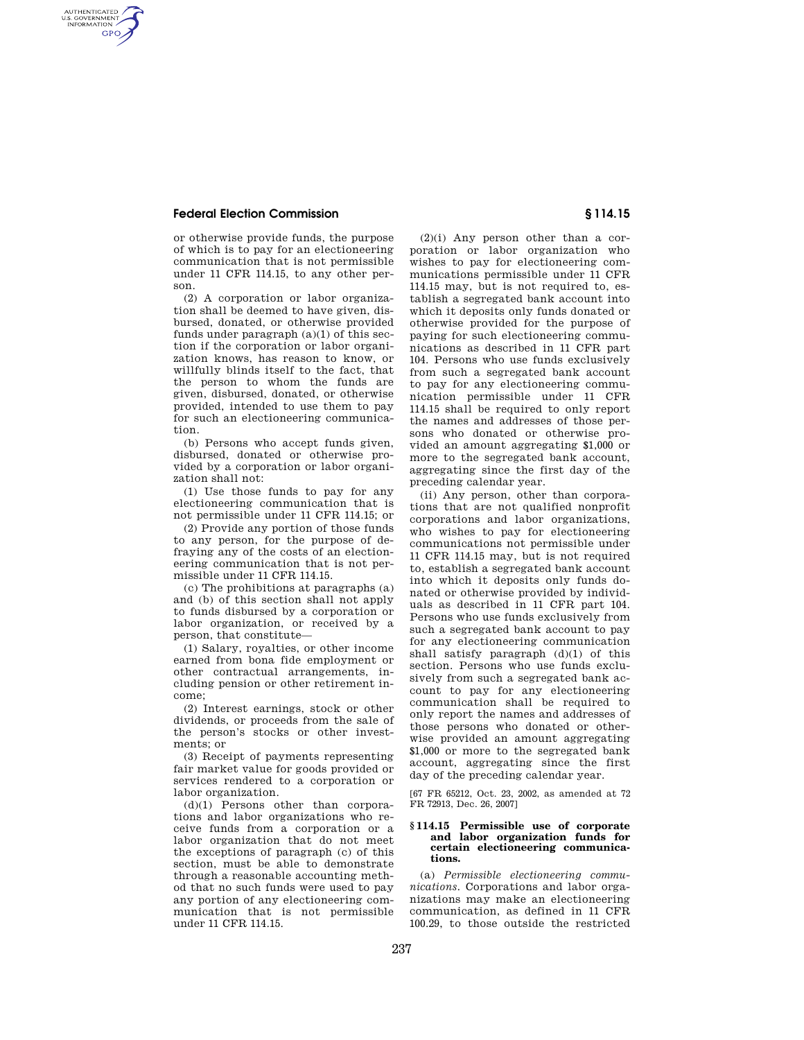or otherwise provide funds, the purpose of which is to pay for an electioneering communication that is not permissible under 11 CFR 114.15, to any other person.

(2) A corporation or labor organization shall be deemed to have given, disbursed, donated, or otherwise provided funds under paragraph (a)(1) of this section if the corporation or labor organization knows, has reason to know, or willfully blinds itself to the fact, that the person to whom the funds are given, disbursed, donated, or otherwise provided, intended to use them to pay for such an electioneering communication.

(b) Persons who accept funds given, disbursed, donated or otherwise provided by a corporation or labor organization shall not:

(1) Use those funds to pay for any electioneering communication that is not permissible under 11 CFR 114.15; or

(2) Provide any portion of those funds to any person, for the purpose of defraying any of the costs of an electioneering communication that is not permissible under 11 CFR 114.15.

(c) The prohibitions at paragraphs (a) and (b) of this section shall not apply to funds disbursed by a corporation or labor organization, or received by a person, that constitute—

(1) Salary, royalties, or other income earned from bona fide employment or other contractual arrangements, including pension or other retirement income;

(2) Interest earnings, stock or other dividends, or proceeds from the sale of the person's stocks or other investments; or

(3) Receipt of payments representing fair market value for goods provided or services rendered to a corporation or labor organization.

(d)(1) Persons other than corporations and labor organizations who receive funds from a corporation or a labor organization that do not meet the exceptions of paragraph (c) of this section, must be able to demonstrate through a reasonable accounting method that no such funds were used to pay any portion of any electioneering communication that is not permissible under 11 CFR 114.15.

(2)(i) Any person other than a corporation or labor organization who wishes to pay for electioneering communications permissible under 11 CFR 114.15 may, but is not required to, establish a segregated bank account into which it deposits only funds donated or otherwise provided for the purpose of paying for such electioneering communications as described in 11 CFR part 104. Persons who use funds exclusively from such a segregated bank account to pay for any electioneering communication permissible under 11 CFR 114.15 shall be required to only report the names and addresses of those persons who donated or otherwise provided an amount aggregating $1,000 or more to the segregated bank account, aggregating since the first day of the preceding calendar year.

(ii) Any person, other than corporations that are not qualified nonprofit corporations and labor organizations, who wishes to pay for electioneering communications not permissible under 11 CFR 114.15 may, but is not required to, establish a segregated bank account into which it deposits only funds donated or otherwise provided by individuals as described in 11 CFR part 104. Persons who use funds exclusively from such a segregated bank account to pay for any electioneering communication shall satisfy paragraph (d)(1) of this section. Persons who use funds exclusively from such a segregated bank account to pay for any electioneering communication shall be required to only report the names and addresses of those persons who donated or otherwise provided an amount aggregating $1,000 or more to the segregated bank account, aggregating since the first day of the preceding calendar year.

[67 FR 65212, Oct. 23, 2002, as amended at 72 FR 72913, Dec. 26, 2007]

### § 114.15 Permissible use of corporate and labor organization funds for certain electioneering communications.

(a) *Permissible electioneering communications.* Corporations and labor organizations may make an electioneering communication, as defined in 11 CFR 100.29, to those outside the restricted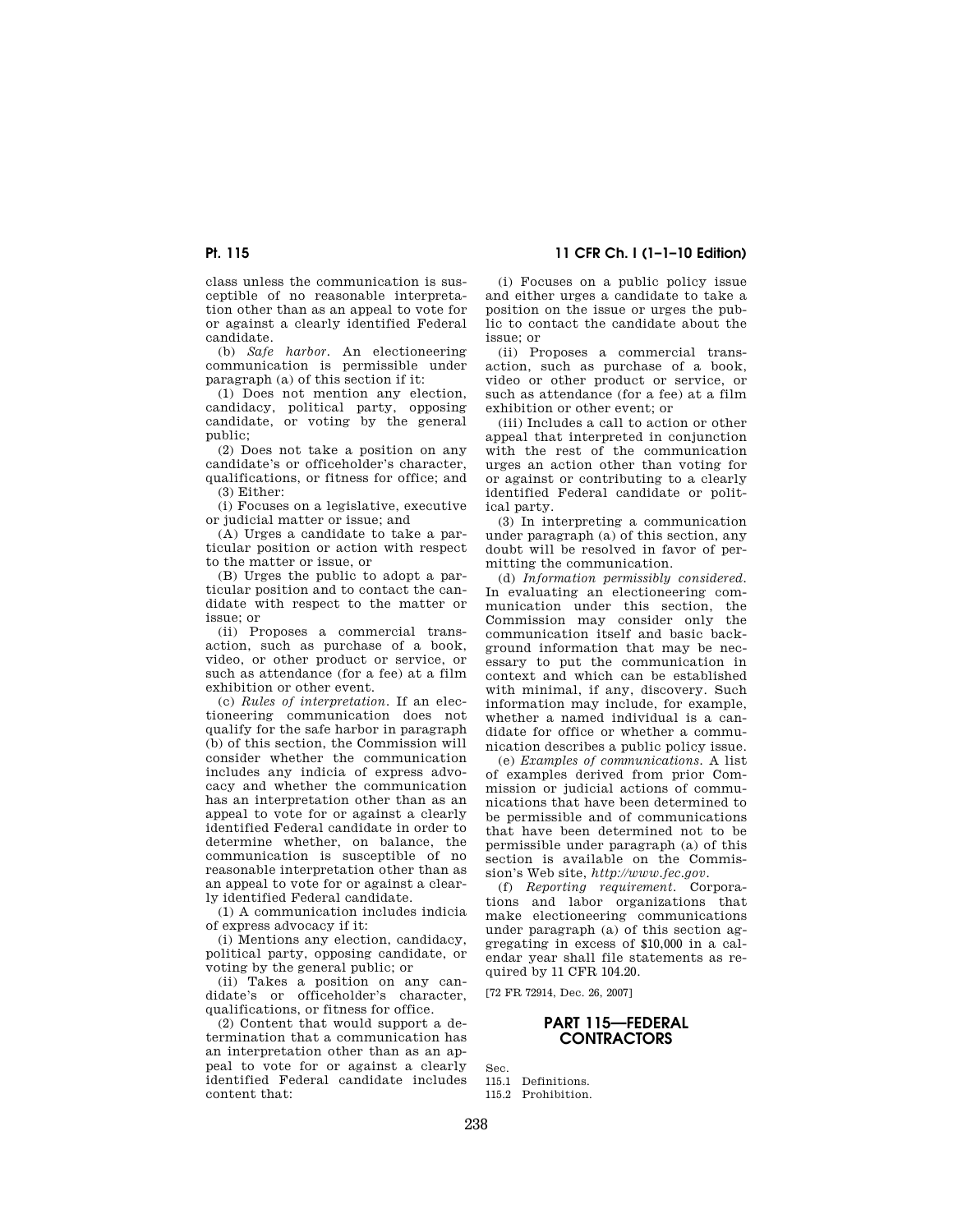class unless the communication is susceptible of no reasonable interpretation other than as an appeal to vote for or against a clearly identified Federal candidate.

(b) *Safe harbor*. An electioneering communication is permissible under paragraph (a) of this section if it:

(1) Does not mention any election, candidacy, political party, opposing candidate, or voting by the general public;

(2) Does not take a position on any candidate's or officeholder's character, qualifications, or fitness for office; and

(3) Either:

(i) Focuses on a legislative, executive or judicial matter or issue; and

(A) Urges a candidate to take a particular position or action with respect to the matter or issue, or

(B) Urges the public to adopt a particular position and to contact the candidate with respect to the matter or issue; or

(ii) Proposes a commercial transaction, such as purchase of a book, video, or other product or service, or such as attendance (for a fee) at a film exhibition or other event.

(c) *Rules of interpretation*. If an electioneering communication does not qualify for the safe harbor in paragraph (b) of this section, the Commission will consider whether the communication includes any indicia of express advocacy and whether the communication has an interpretation other than as an appeal to vote for or against a clearly identified Federal candidate in order to determine whether, on balance, the communication is susceptible of no reasonable interpretation other than as an appeal to vote for or against a clearly identified Federal candidate.

(1) A communication includes indicia of express advocacy if it:

(i) Mentions any election, candidacy, political party, opposing candidate, or voting by the general public; or

(ii) Takes a position on any candidate's or officeholder's character, qualifications, or fitness for office.

(2) Content that would support a determination that a communication has an interpretation other than as an appeal to vote for or against a clearly identified Federal candidate includes content that:

(i) Focuses on a public policy issue and either urges a candidate to take a position on the issue or urges the public to contact the candidate about the issue; or

(ii) Proposes a commercial transaction, such as purchase of a book, video or other product or service, or such as attendance (for a fee) at a film exhibition or other event; or

(iii) Includes a call to action or other appeal that interpreted in conjunction with the rest of the communication urges an action other than voting for or against or contributing to a clearly identified Federal candidate or political party.

(3) In interpreting a communication under paragraph (a) of this section, any doubt will be resolved in favor of permitting the communication.

(d) *Information permissibly considered*. In evaluating an electioneering communication under this section, the Commission may consider only the communication itself and basic background information that may be necessary to put the communication in context and which can be established with minimal, if any, discovery. Such information may include, for example, whether a named individual is a candidate for office or whether a communication describes a public policy issue.

(e) *Examples of communications*. A list of examples derived from prior Commission or judicial actions of communications that have been determined to be permissible and of communications that have been determined not to be permissible under paragraph (a) of this section is available on the Commission's Web site, *http://www.fec.gov*.

(f) *Reporting requirement*. Corporations and labor organizations that make electioneering communications under paragraph (a) of this section aggregating in excess of $10,000 in a calendar year shall file statements as required by 11 CFR 104.20.

[72 FR 72914, Dec. 26, 2007]

## PART 115—FEDERAL CONTRACTORS

Sec.

115.1 Definitions.

115.2 Prohibition.